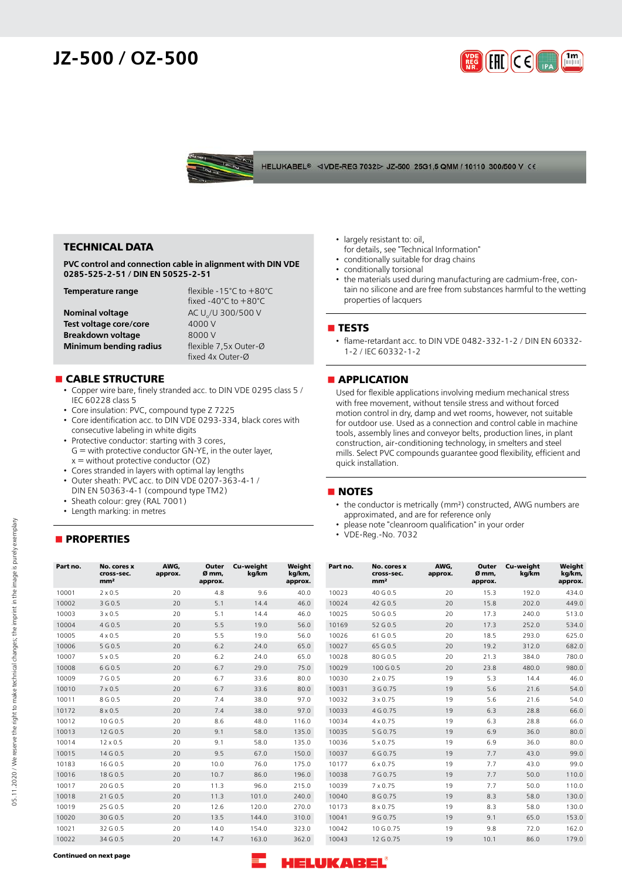# JZ-500 / OZ-500

## TECHNICAL DATA

**PVC control and connection cable in alignment with DIN VDE 0285-525-2-51 / DIN EN 50525-2-51**

| | |
|---|---|
| **Temperature range** | flexible -15°C to +80°C<br>fixed -40°C to +80°C |
| **Nominal voltage** | AC $U_0$/U 300/500 V |
| **Test voltage core/core** | 4000 V |
| **Breakdown voltage** | 8000 V |
| **Minimum bending radius** | flexible 7,5x Outer-Ø<br>fixed 4x Outer-Ø |

## CABLE STRUCTURE

- Copper wire bare, finely stranded acc. to DIN VDE 0295 class 5 / IEC 60228 class 5
- Core insulation: PVC, compound type Z 7225
- Core identification acc. to DIN VDE 0293-334, black cores with consecutive labeling in white digits
- Protective conductor: starting with 3 cores, G = with protective conductor GN-YE, in the outer layer, x = without protective conductor (OZ)
- Cores stranded in layers with optimal lay lengths
- Outer sheath: PVC acc. to DIN VDE 0207-363-4-1 / DIN EN 50363-4-1 (compound type TM2)
- Sheath colour: grey (RAL 7001)
- Length marking: in metres

## PROPERTIES

- largely resistant to: oil, for details, see "Technical Information"
- conditionally suitable for drag chains
- conditionally torsional
- the materials used during manufacturing are cadmium-free, contain no silicone and are free from substances harmful to the wetting properties of lacquers

## TESTS

- flame-retardant acc. to DIN VDE 0482-332-1-2 / DIN EN 60332-1-2 / IEC 60332-1-2

## APPLICATION

Used for flexible applications involving medium mechanical stress with free movement, without tensile stress and without forced motion control in dry, damp and wet rooms, however, not suitable for outdoor use. Used as a connection and control cable in machine tools, assembly lines and conveyor belts, production lines, in plant construction, air-conditioning technology, in smelters and steel mills. Select PVC compounds guarantee good flexibility, efficient and quick installation.

## NOTES

- the conductor is metrically (mm²) constructed, AWG numbers are approximated, and are for reference only
- please note "cleanroom qualification" in your order
- VDE-Reg.-No. 7032

| Part no. | No. cores x cross-sec. mm² | AWG, approx. | Outer Ø mm, approx. | Cu-weight kg/km | Weight kg/km, approx. |
|---|---|---|---|---|---|
| 10001 | 2 x 0.5 | 20 | 4.8 | 9.6 | 40.0 |
| 10002 | 3 G 0.5 | 20 | 5.1 | 14.4 | 46.0 |
| 10003 | 3 x 0.5 | 20 | 5.1 | 14.4 | 46.0 |
| 10004 | 4 G 0.5 | 20 | 5.5 | 19.0 | 56.0 |
| 10005 | 4 x 0.5 | 20 | 5.5 | 19.0 | 56.0 |
| 10006 | 5 G 0.5 | 20 | 6.2 | 24.0 | 65.0 |
| 10007 | 5 x 0.5 | 20 | 6.2 | 24.0 | 65.0 |
| 10008 | 6 G 0.5 | 20 | 6.7 | 29.0 | 75.0 |
| 10009 | 7 G 0.5 | 20 | 6.7 | 33.6 | 80.0 |
| 10010 | 7 x 0.5 | 20 | 6.7 | 33.6 | 80.0 |
| 10011 | 8 G 0.5 | 20 | 7.4 | 38.0 | 97.0 |
| 10172 | 8 x 0.5 | 20 | 7.4 | 38.0 | 97.0 |
| 10012 | 10 G 0.5 | 20 | 8.6 | 48.0 | 116.0 |
| 10013 | 12 G 0.5 | 20 | 9.1 | 58.0 | 135.0 |
| 10014 | 12 x 0.5 | 20 | 9.1 | 58.0 | 135.0 |
| 10015 | 14 G 0.5 | 20 | 9.5 | 67.0 | 150.0 |
| 10183 | 16 G 0.5 | 20 | 10.0 | 76.0 | 175.0 |
| 10016 | 18 G 0.5 | 20 | 10.7 | 86.0 | 196.0 |
| 10017 | 20 G 0.5 | 20 | 11.3 | 96.0 | 215.0 |
| 10018 | 21 G 0.5 | 20 | 11.3 | 101.0 | 240.0 |
| 10019 | 25 G 0.5 | 20 | 12.6 | 120.0 | 270.0 |
| 10020 | 30 G 0.5 | 20 | 13.5 | 144.0 | 310.0 |
| 10021 | 32 G 0.5 | 20 | 14.0 | 154.0 | 323.0 |
| 10022 | 34 G 0.5 | 20 | 14.7 | 163.0 | 362.0 |
| 10023 | 40 G 0.5 | 20 | 15.3 | 192.0 | 434.0 |
| 10024 | 42 G 0.5 | 20 | 15.8 | 202.0 | 449.0 |
| 10025 | 50 G 0.5 | 20 | 17.3 | 240.0 | 513.0 |
| 10169 | 52 G 0.5 | 20 | 17.3 | 252.0 | 534.0 |
| 10026 | 61 G 0.5 | 20 | 18.5 | 293.0 | 625.0 |
| 10027 | 65 G 0.5 | 20 | 19.2 | 312.0 | 682.0 |
| 10028 | 80 G 0.5 | 20 | 21.3 | 384.0 | 780.0 |
| 10029 | 100 G 0.5 | 20 | 23.8 | 480.0 | 980.0 |
| 10030 | 2 x 0.75 | 19 | 5.3 | 14.4 | 46.0 |
| 10031 | 3 G 0.75 | 19 | 5.6 | 21.6 | 54.0 |
| 10032 | 3 x 0.75 | 19 | 5.6 | 21.6 | 54.0 |
| 10033 | 4 G 0.75 | 19 | 6.3 | 28.8 | 66.0 |
| 10034 | 4 x 0.75 | 19 | 6.3 | 28.8 | 66.0 |
| 10035 | 5 G 0.75 | 19 | 6.9 | 36.0 | 80.0 |
| 10036 | 5 x 0.75 | 19 | 6.9 | 36.0 | 80.0 |
| 10037 | 6 G 0.75 | 19 | 7.7 | 43.0 | 99.0 |
| 10177 | 6 x 0.75 | 19 | 7.7 | 43.0 | 99.0 |
| 10038 | 7 G 0.75 | 19 | 7.7 | 50.0 | 110.0 |
| 10039 | 7 x 0.75 | 19 | 7.7 | 50.0 | 110.0 |
| 10040 | 8 G 0.75 | 19 | 8.3 | 58.0 | 130.0 |
| 10173 | 8 x 0.75 | 19 | 8.3 | 58.0 | 130.0 |
| 10041 | 9 G 0.75 | 19 | 9.1 | 65.0 | 153.0 |
| 10042 | 10 G 0.75 | 19 | 9.8 | 72.0 | 162.0 |
| 10043 | 12 G 0.75 | 19 | 10.1 | 86.0 | 179.0 |

**Continued on next page**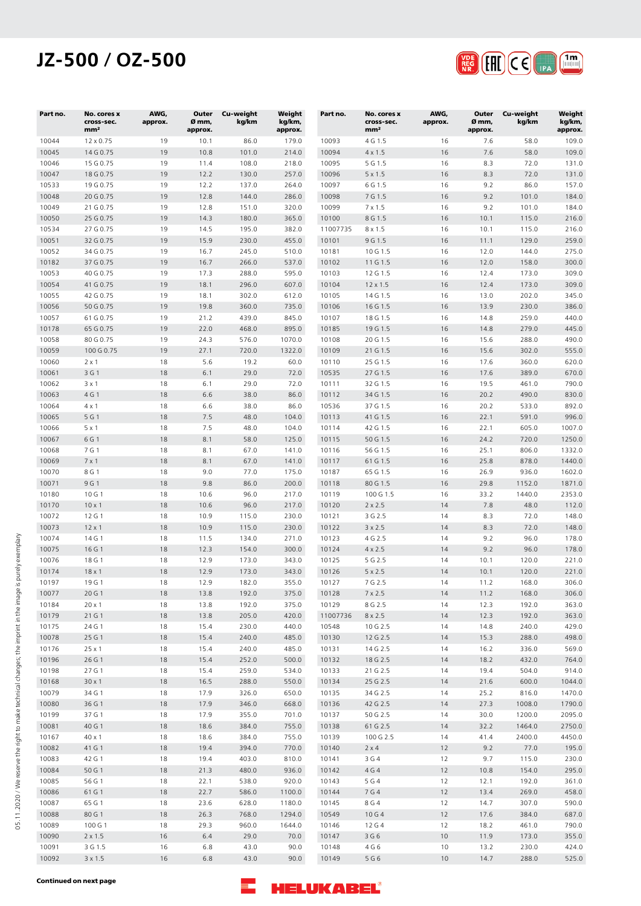# JZ-500 / OZ-500

| Part no. | No. cores x cross-sec. mm² | AWG, approx. | Outer Ø mm, approx. | Cu-weight kg/km | Weight kg/km, approx. |
|---|---|---|---|---|---|
| 10044 | 12 x 0.75 | 19 | 10.1 | 86.0 | 179.0 |
| 10045 | 14 G 0.75 | 19 | 10.8 | 101.0 | 214.0 |
| 10046 | 15 G 0.75 | 19 | 11.4 | 108.0 | 218.0 |
| 10047 | 18 G 0.75 | 19 | 12.2 | 130.0 | 257.0 |
| 10533 | 19 G 0.75 | 19 | 12.2 | 137.0 | 264.0 |
| 10048 | 20 G 0.75 | 19 | 12.8 | 144.0 | 286.0 |
| 10049 | 21 G 0.75 | 19 | 12.8 | 151.0 | 320.0 |
| 10050 | 25 G 0.75 | 19 | 14.3 | 180.0 | 365.0 |
| 10534 | 27 G 0.75 | 19 | 14.5 | 195.0 | 382.0 |
| 10051 | 32 G 0.75 | 19 | 15.9 | 230.0 | 455.0 |
| 10052 | 34 G 0.75 | 19 | 16.7 | 245.0 | 510.0 |
| 10182 | 37 G 0.75 | 19 | 16.7 | 266.0 | 537.0 |
| 10053 | 40 G 0.75 | 19 | 17.3 | 288.0 | 595.0 |
| 10054 | 41 G 0.75 | 19 | 18.1 | 296.0 | 607.0 |
| 10055 | 42 G 0.75 | 19 | 18.1 | 302.0 | 612.0 |
| 10056 | 50 G 0.75 | 19 | 19.8 | 360.0 | 735.0 |
| 10057 | 61 G 0.75 | 19 | 21.2 | 439.0 | 845.0 |
| 10178 | 65 G 0.75 | 19 | 22.0 | 468.0 | 895.0 |
| 10058 | 80 G 0.75 | 19 | 24.3 | 576.0 | 1070.0 |
| 10059 | 100 G 0.75 | 19 | 27.1 | 720.0 | 1322.0 |
| 10060 | 2 x 1 | 18 | 5.6 | 19.2 | 60.0 |
| 10061 | 3 G 1 | 18 | 6.1 | 29.0 | 72.0 |
| 10062 | 3 x 1 | 18 | 6.1 | 29.0 | 72.0 |
| 10063 | 4 G 1 | 18 | 6.6 | 38.0 | 86.0 |
| 10064 | 4 x 1 | 18 | 6.6 | 38.0 | 86.0 |
| 10065 | 5 G 1 | 18 | 7.5 | 48.0 | 104.0 |
| 10066 | 5 x 1 | 18 | 7.5 | 48.0 | 104.0 |
| 10067 | 6 G 1 | 18 | 8.1 | 58.0 | 125.0 |
| 10068 | 7 G 1 | 18 | 8.1 | 67.0 | 141.0 |
| 10069 | 7 x 1 | 18 | 8.1 | 67.0 | 141.0 |
| 10070 | 8 G 1 | 18 | 9.0 | 77.0 | 175.0 |
| 10071 | 9 G 1 | 18 | 9.8 | 86.0 | 200.0 |
| 10180 | 10 G 1 | 18 | 10.6 | 96.0 | 217.0 |
| 10170 | 10 x 1 | 18 | 10.6 | 96.0 | 217.0 |
| 10072 | 12 G 1 | 18 | 10.9 | 115.0 | 230.0 |
| 10073 | 12 x 1 | 18 | 10.9 | 115.0 | 230.0 |
| 10074 | 14 G 1 | 18 | 11.5 | 134.0 | 271.0 |
| 10075 | 16 G 1 | 18 | 12.3 | 154.0 | 300.0 |
| 10076 | 18 G 1 | 18 | 12.9 | 173.0 | 343.0 |
| 10174 | 18 x 1 | 18 | 12.9 | 173.0 | 343.0 |
| 10197 | 19 G 1 | 18 | 12.9 | 182.0 | 355.0 |
| 10077 | 20 G 1 | 18 | 13.8 | 192.0 | 375.0 |
| 10184 | 20 x 1 | 18 | 13.8 | 192.0 | 375.0 |
| 10179 | 21 G 1 | 18 | 13.8 | 205.0 | 420.0 |
| 10175 | 24 G 1 | 18 | 15.4 | 230.0 | 440.0 |
| 10078 | 25 G 1 | 18 | 15.4 | 240.0 | 485.0 |
| 10176 | 25 x 1 | 18 | 15.4 | 240.0 | 485.0 |
| 10196 | 26 G 1 | 18 | 15.4 | 252.0 | 500.0 |
| 10198 | 27 G 1 | 18 | 15.4 | 259.0 | 534.0 |
| 10168 | 30 x 1 | 18 | 16.5 | 288.0 | 550.0 |
| 10079 | 34 G 1 | 18 | 17.9 | 326.0 | 650.0 |
| 10080 | 36 G 1 | 18 | 17.9 | 346.0 | 668.0 |
| 10199 | 37 G 1 | 18 | 17.9 | 355.0 | 701.0 |
| 10081 | 40 G 1 | 18 | 18.6 | 384.0 | 755.0 |
| 10167 | 40 x 1 | 18 | 18.6 | 384.0 | 755.0 |
| 10082 | 41 G 1 | 18 | 19.4 | 394.0 | 770.0 |
| 10083 | 42 G 1 | 18 | 19.4 | 403.0 | 810.0 |
| 10084 | 50 G 1 | 18 | 21.3 | 480.0 | 936.0 |
| 10085 | 56 G 1 | 18 | 22.1 | 538.0 | 920.0 |
| 10086 | 61 G 1 | 18 | 22.7 | 586.0 | 1100.0 |
| 10087 | 65 G 1 | 18 | 23.6 | 628.0 | 1180.0 |
| 10088 | 80 G 1 | 18 | 26.3 | 768.0 | 1294.0 |
| 10089 | 100 G 1 | 18 | 29.3 | 960.0 | 1644.0 |
| 10090 | 2 x 1.5 | 16 | 6.4 | 29.0 | 70.0 |
| 10091 | 3 G 1.5 | 16 | 6.8 | 43.0 | 90.0 |
| 10092 | 3 x 1.5 | 16 | 6.8 | 43.0 | 90.0 |
| 10093 | 4 G 1.5 | 16 | 7.6 | 58.0 | 109.0 |
| 10094 | 4 x 1.5 | 16 | 7.6 | 58.0 | 109.0 |
| 10095 | 5 G 1.5 | 16 | 8.3 | 72.0 | 131.0 |
| 10096 | 5 x 1.5 | 16 | 8.3 | 72.0 | 131.0 |
| 10097 | 6 G 1.5 | 16 | 9.2 | 86.0 | 157.0 |
| 10098 | 7 G 1.5 | 16 | 9.2 | 101.0 | 184.0 |
| 10099 | 7 x 1.5 | 16 | 9.2 | 101.0 | 184.0 |
| 10100 | 8 G 1.5 | 16 | 10.1 | 115.0 | 216.0 |
| 11007735 | 8 x 1.5 | 16 | 10.1 | 115.0 | 216.0 |
| 10101 | 9 G 1.5 | 16 | 11.1 | 129.0 | 259.0 |
| 10181 | 10 G 1.5 | 16 | 12.0 | 144.0 | 275.0 |
| 10102 | 11 G 1.5 | 16 | 12.0 | 158.0 | 300.0 |
| 10103 | 12 G 1.5 | 16 | 12.4 | 173.0 | 309.0 |
| 10104 | 12 x 1.5 | 16 | 12.4 | 173.0 | 309.0 |
| 10105 | 14 G 1.5 | 16 | 13.0 | 202.0 | 345.0 |
| 10106 | 16 G 1.5 | 16 | 13.9 | 230.0 | 386.0 |
| 10107 | 18 G 1.5 | 16 | 14.8 | 259.0 | 440.0 |
| 10185 | 19 G 1.5 | 16 | 14.8 | 279.0 | 445.0 |
| 10108 | 20 G 1.5 | 16 | 15.6 | 288.0 | 490.0 |
| 10109 | 21 G 1.5 | 16 | 15.6 | 302.0 | 555.0 |
| 10110 | 25 G 1.5 | 16 | 17.6 | 360.0 | 620.0 |
| 10535 | 27 G 1.5 | 16 | 17.6 | 389.0 | 670.0 |
| 10111 | 32 G 1.5 | 16 | 19.5 | 461.0 | 790.0 |
| 10112 | 34 G 1.5 | 16 | 20.2 | 490.0 | 830.0 |
| 10536 | 37 G 1.5 | 16 | 20.2 | 533.0 | 892.0 |
| 10113 | 41 G 1.5 | 16 | 22.1 | 591.0 | 996.0 |
| 10114 | 42 G 1.5 | 16 | 22.1 | 605.0 | 1007.0 |
| 10115 | 50 G 1.5 | 16 | 24.2 | 720.0 | 1250.0 |
| 10116 | 56 G 1.5 | 16 | 25.1 | 806.0 | 1332.0 |
| 10117 | 61 G 1.5 | 16 | 25.8 | 878.0 | 1440.0 |
| 10187 | 65 G 1.5 | 16 | 26.9 | 936.0 | 1602.0 |
| 10118 | 80 G 1.5 | 16 | 29.8 | 1152.0 | 1871.0 |
| 10119 | 100 G 1.5 | 16 | 33.2 | 1440.0 | 2353.0 |
| 10120 | 2 x 2.5 | 14 | 7.8 | 48.0 | 112.0 |
| 10121 | 3 G 2.5 | 14 | 8.3 | 72.0 | 148.0 |
| 10122 | 3 x 2.5 | 14 | 8.3 | 72.0 | 148.0 |
| 10123 | 4 G 2.5 | 14 | 9.2 | 96.0 | 178.0 |
| 10124 | 4 x 2.5 | 14 | 9.2 | 96.0 | 178.0 |
| 10125 | 5 G 2.5 | 14 | 10.1 | 120.0 | 221.0 |
| 10126 | 5 x 2.5 | 14 | 10.1 | 120.0 | 221.0 |
| 10127 | 7 G 2.5 | 14 | 11.2 | 168.0 | 306.0 |
| 10128 | 7 x 2.5 | 14 | 11.2 | 168.0 | 306.0 |
| 10129 | 8 G 2.5 | 14 | 12.3 | 192.0 | 363.0 |
| 11007736 | 8 x 2.5 | 14 | 12.3 | 192.0 | 363.0 |
| 10548 | 10 G 2.5 | 14 | 14.8 | 240.0 | 429.0 |
| 10130 | 12 G 2.5 | 14 | 15.3 | 288.0 | 498.0 |
| 10131 | 14 G 2.5 | 14 | 16.2 | 336.0 | 569.0 |
| 10132 | 18 G 2.5 | 14 | 18.2 | 432.0 | 764.0 |
| 10133 | 21 G 2.5 | 14 | 19.4 | 504.0 | 914.0 |
| 10134 | 25 G 2.5 | 14 | 21.6 | 600.0 | 1044.0 |
| 10135 | 34 G 2.5 | 14 | 25.2 | 816.0 | 1470.0 |
| 10136 | 42 G 2.5 | 14 | 27.3 | 1008.0 | 1790.0 |
| 10137 | 50 G 2.5 | 14 | 30.0 | 1200.0 | 2095.0 |
| 10138 | 61 G 2.5 | 14 | 32.2 | 1464.0 | 2750.0 |
| 10139 | 100 G 2.5 | 14 | 41.4 | 2400.0 | 4450.0 |
| 10140 | 2 x 4 | 12 | 9.2 | 77.0 | 195.0 |
| 10141 | 3 G 4 | 12 | 9.7 | 115.0 | 230.0 |
| 10142 | 4 G 4 | 12 | 10.8 | 154.0 | 295.0 |
| 10143 | 5 G 4 | 12 | 12.1 | 192.0 | 361.0 |
| 10144 | 7 G 4 | 12 | 13.4 | 269.0 | 458.0 |
| 10145 | 8 G 4 | 12 | 14.7 | 307.0 | 590.0 |
| 10549 | 10 G 4 | 12 | 17.6 | 384.0 | 687.0 |
| 10146 | 12 G 4 | 12 | 18.2 | 461.0 | 790.0 |
| 10147 | 3 G 6 | 10 | 11.9 | 173.0 | 355.0 |
| 10148 | 4 G 6 | 10 | 13.2 | 230.0 | 424.0 |
| 10149 | 5 G 6 | 10 | 14.7 | 288.0 | 525.0 |

**Continued on next page**

05.11.2020 / We reserve the right to make technical changes; the imprint in the image is purely exemplary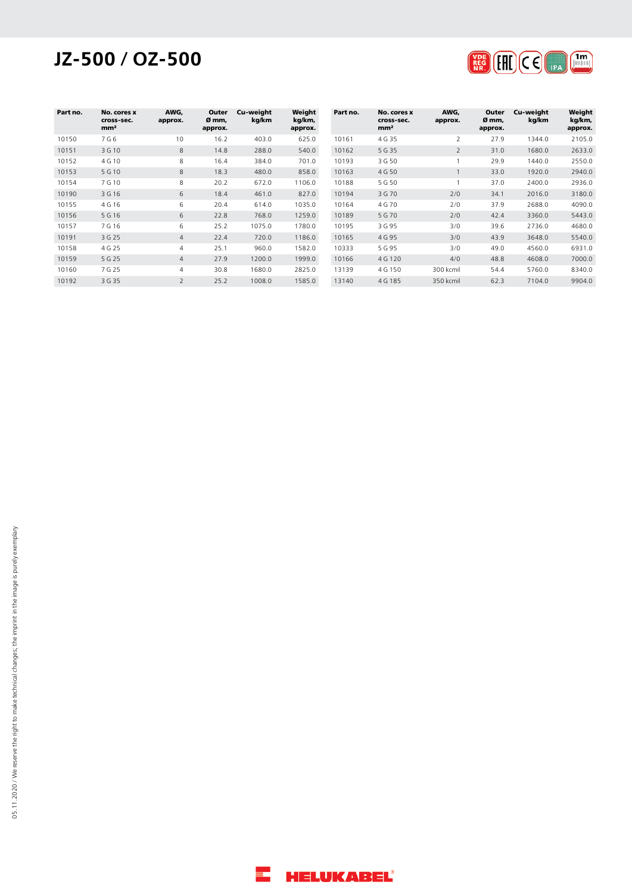# JZ-500 / OZ-500

| Part no. | No. cores x cross-sec. mm² | AWG, approx. | Outer Ø mm, approx. | Cu-weight kg/km | Weight kg/km, approx. |
|---|---|---|---|---|---|
| 10150 | 7 G 6 | 10 | 16.2 | 403.0 | 625.0 |
| 10151 | 3 G 10 | 8 | 14.8 | 288.0 | 540.0 |
| 10152 | 4 G 10 | 8 | 16.4 | 384.0 | 701.0 |
| 10153 | 5 G 10 | 8 | 18.3 | 480.0 | 858.0 |
| 10154 | 7 G 10 | 8 | 20.2 | 672.0 | 1106.0 |
| 10190 | 3 G 16 | 6 | 18.4 | 461.0 | 827.0 |
| 10155 | 4 G 16 | 6 | 20.4 | 614.0 | 1035.0 |
| 10156 | 5 G 16 | 6 | 22.8 | 768.0 | 1259.0 |
| 10157 | 7 G 16 | 6 | 25.2 | 1075.0 | 1780.0 |
| 10191 | 3 G 25 | 4 | 22.4 | 720.0 | 1186.0 |
| 10158 | 4 G 25 | 4 | 25.1 | 960.0 | 1582.0 |
| 10159 | 5 G 25 | 4 | 27.9 | 1200.0 | 1999.0 |
| 10160 | 7 G 25 | 4 | 30.8 | 1680.0 | 2825.0 |
| 10192 | 3 G 35 | 2 | 25.2 | 1008.0 | 1585.0 |
| 10161 | 4 G 35 | 2 | 27.9 | 1344.0 | 2105.0 |
| 10162 | 5 G 35 | 2 | 31.0 | 1680.0 | 2633.0 |
| 10193 | 3 G 50 | 1 | 29.9 | 1440.0 | 2550.0 |
| 10163 | 4 G 50 | 1 | 33.0 | 1920.0 | 2940.0 |
| 10188 | 5 G 50 | 1 | 37.0 | 2400.0 | 2936.0 |
| 10194 | 3 G 70 | 2/0 | 34.1 | 2016.0 | 3180.0 |
| 10164 | 4 G 70 | 2/0 | 37.9 | 2688.0 | 4090.0 |
| 10189 | 5 G 70 | 2/0 | 42.4 | 3360.0 | 5443.0 |
| 10195 | 3 G 95 | 3/0 | 39.6 | 2736.0 | 4680.0 |
| 10165 | 4 G 95 | 3/0 | 43.9 | 3648.0 | 5540.0 |
| 10333 | 5 G 95 | 3/0 | 49.0 | 4560.0 | 6931.0 |
| 10166 | 4 G 120 | 4/0 | 48.8 | 4608.0 | 7000.0 |
| 13139 | 4 G 150 | 300 kcmil | 54.4 | 5760.0 | 8340.0 |
| 13140 | 4 G 185 | 350 kcmil | 62.3 | 7104.0 | 9904.0 |

05.11.2020 / We reserve the right to make technical changes; the imprint in the image is purely exemplary